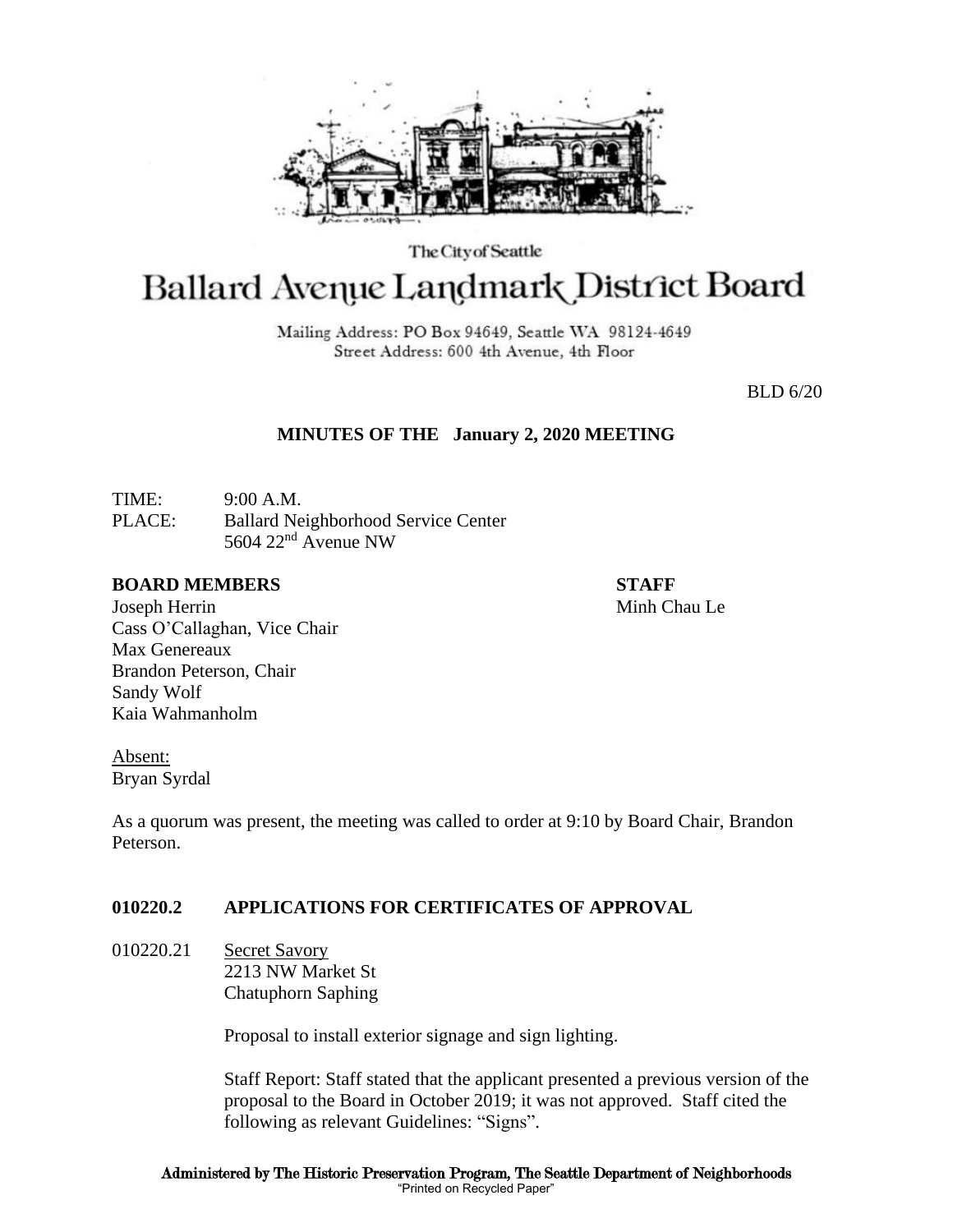The City of Seattle

# Ballard Avenue Landmark District Board

Mailing Address: PO Box 94649, Seattle WA 98124-4649
Street Address: 600 4th Avenue, 4th Floor

BLD 6/20

## MINUTES OF THE January 2, 2020 MEETING

TIME: 9:00 A.M.
PLACE: Ballard Neighborhood Service Center
5604 22nd Avenue NW

**BOARD MEMBERS**
Joseph Herrin
Cass O'Callaghan, Vice Chair
Max Genereaux
Brandon Peterson, Chair
Sandy Wolf
Kaia Wahmanholm

**STAFF**
Minh Chau Le

Absent:
Bryan Syrdal

As a quorum was present, the meeting was called to order at 9:10 by Board Chair, Brandon Peterson.

### 010220.2 APPLICATIONS FOR CERTIFICATES OF APPROVAL

010220.21 Secret Savory
2213 NW Market St
Chatuphorn Saphing

Proposal to install exterior signage and sign lighting.

Staff Report: Staff stated that the applicant presented a previous version of the proposal to the Board in October 2019; it was not approved. Staff cited the following as relevant Guidelines: "Signs".

Administered by The Historic Preservation Program, The Seattle Department of Neighborhoods
"Printed on Recycled Paper"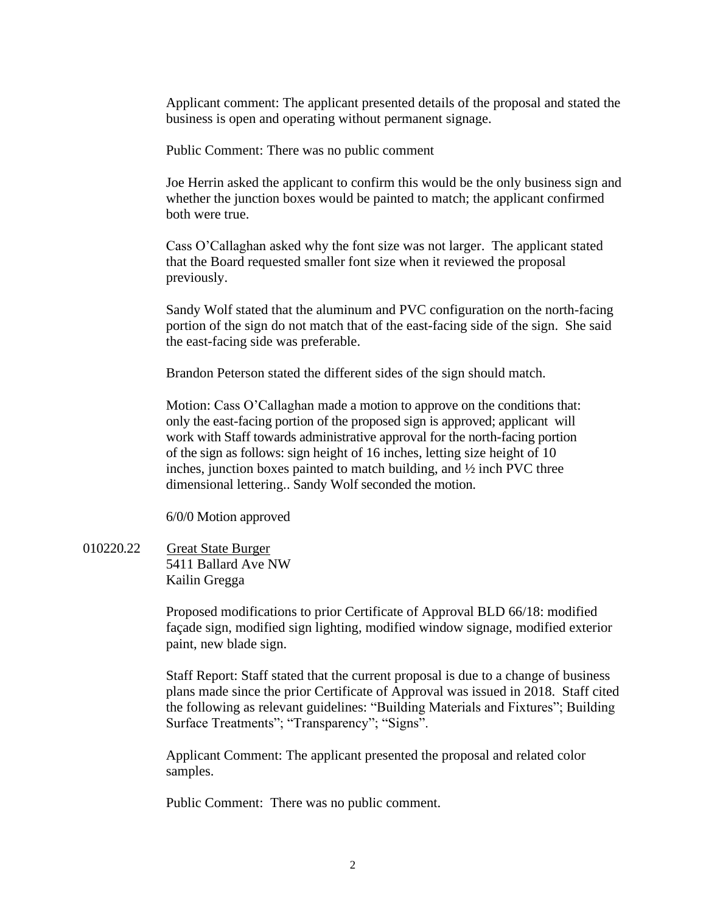Applicant comment: The applicant presented details of the proposal and stated the business is open and operating without permanent signage.

Public Comment: There was no public comment

Joe Herrin asked the applicant to confirm this would be the only business sign and whether the junction boxes would be painted to match; the applicant confirmed both were true.

Cass O'Callaghan asked why the font size was not larger. The applicant stated that the Board requested smaller font size when it reviewed the proposal previously.

Sandy Wolf stated that the aluminum and PVC configuration on the north-facing portion of the sign do not match that of the east-facing side of the sign. She said the east-facing side was preferable.

Brandon Peterson stated the different sides of the sign should match.

Motion: Cass O'Callaghan made a motion to approve on the conditions that: only the east-facing portion of the proposed sign is approved; applicant will work with Staff towards administrative approval for the north-facing portion of the sign as follows: sign height of 16 inches, letting size height of 10 inches, junction boxes painted to match building, and ½ inch PVC three dimensional lettering.. Sandy Wolf seconded the motion.

6/0/0 Motion approved

010220.22 Great State Burger
5411 Ballard Ave NW
Kailin Gregga

Proposed modifications to prior Certificate of Approval BLD 66/18: modified façade sign, modified sign lighting, modified window signage, modified exterior paint, new blade sign.

Staff Report: Staff stated that the current proposal is due to a change of business plans made since the prior Certificate of Approval was issued in 2018. Staff cited the following as relevant guidelines: "Building Materials and Fixtures"; Building Surface Treatments"; "Transparency"; "Signs".

Applicant Comment: The applicant presented the proposal and related color samples.

Public Comment: There was no public comment.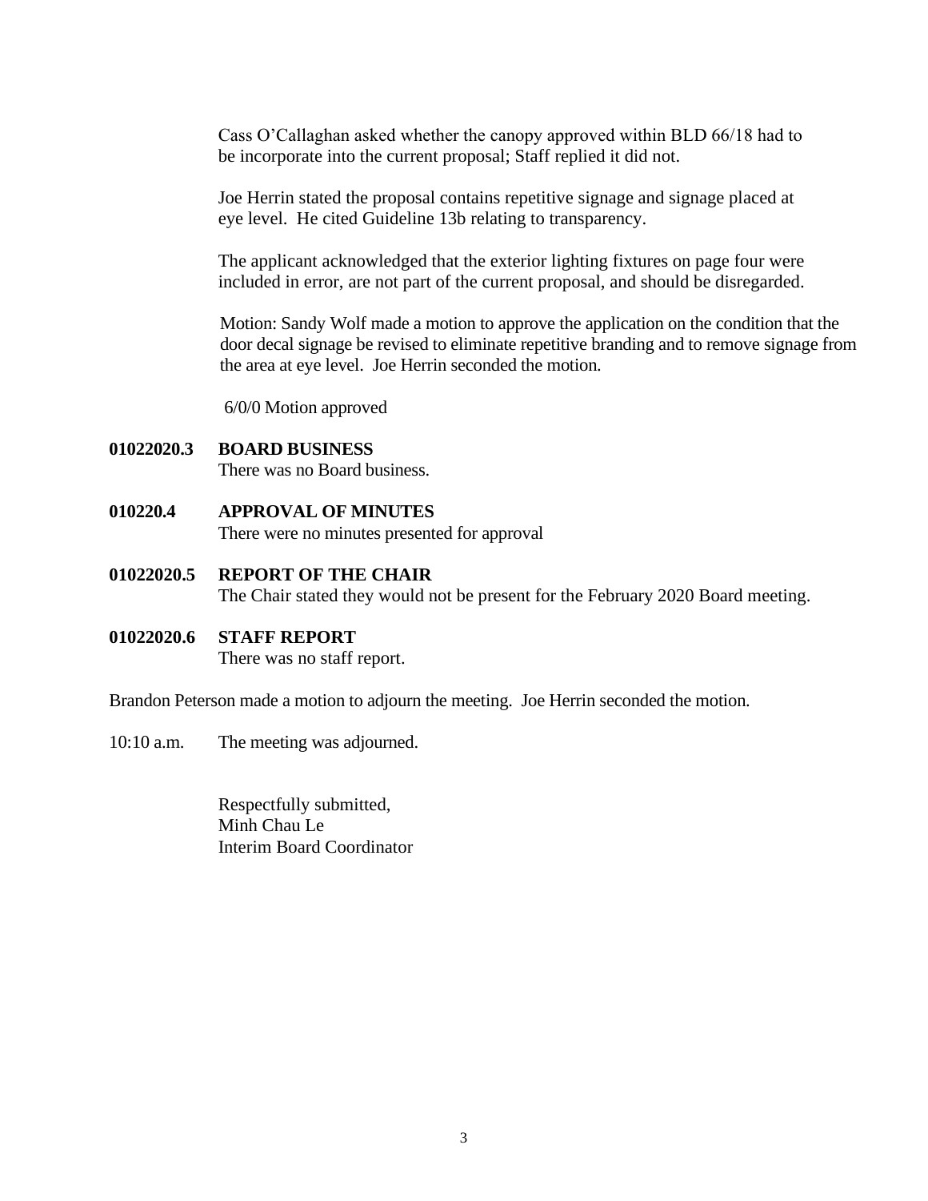Cass O'Callaghan asked whether the canopy approved within BLD 66/18 had to be incorporate into the current proposal; Staff replied it did not.

Joe Herrin stated the proposal contains repetitive signage and signage placed at eye level. He cited Guideline 13b relating to transparency.

The applicant acknowledged that the exterior lighting fixtures on page four were included in error, are not part of the current proposal, and should be disregarded.

Motion: Sandy Wolf made a motion to approve the application on the condition that the door decal signage be revised to eliminate repetitive branding and to remove signage from the area at eye level. Joe Herrin seconded the motion.

6/0/0 Motion approved

**01022020.3 BOARD BUSINESS**

There was no Board business.

**010220.4 APPROVAL OF MINUTES**

There were no minutes presented for approval

**01022020.5 REPORT OF THE CHAIR**

The Chair stated they would not be present for the February 2020 Board meeting.

**01022020.6 STAFF REPORT**

There was no staff report.

Brandon Peterson made a motion to adjourn the meeting. Joe Herrin seconded the motion.

10:10 a.m. The meeting was adjourned.

Respectfully submitted,
Minh Chau Le
Interim Board Coordinator